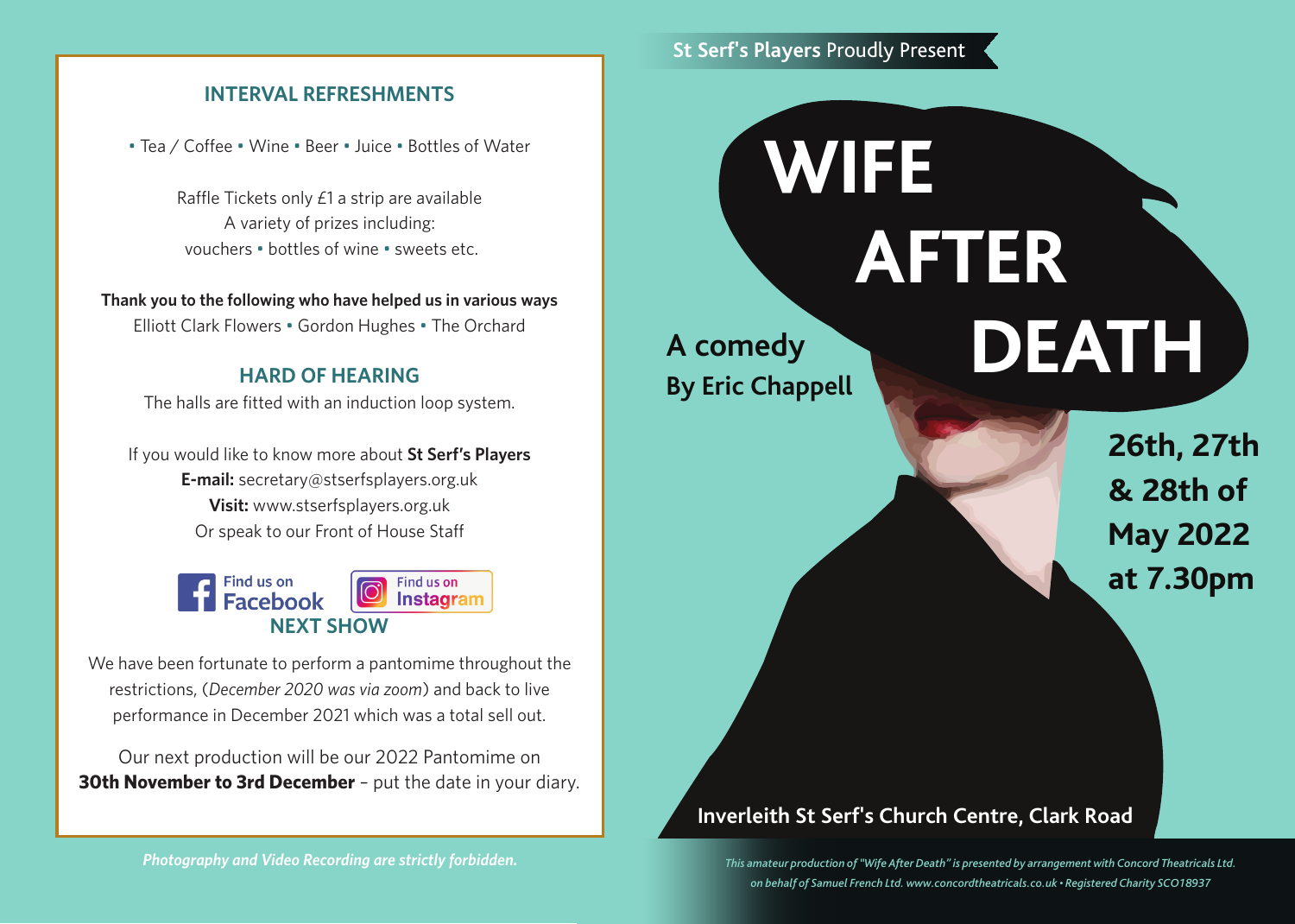## INTERVAL REFRESHMENTS

▪ Tea / Coffee ▪ Wine ▪ Beer ▪ Juice ▪ Bottles of Water

Raffle Tickets only £1 a strip are available
A variety of prizes including:
vouchers ▪ bottles of wine ▪ sweets etc.

**Thank you to the following who have helped us in various ways**
Elliott Clark Flowers ▪ Gordon Hughes ▪ The Orchard

## HARD OF HEARING

The halls are fitted with an induction loop system.

If you would like to know more about **St Serf's Players**
**E-mail:** secretary@stserfsplayers.org.uk
**Visit:** www.stserfsplayers.org.uk
Or speak to our Front of House Staff

Find us on Facebook
Find us on Instagram

## NEXT SHOW

We have been fortunate to perform a pantomime throughout the restrictions, (*December 2020 was via zoom*) and back to live performance in December 2021 which was a total sell out.

Our next production will be our 2022 Pantomime on **30th November to 3rd December** – put the date in your diary.

***Photography and Video Recording are strictly forbidden.***

**St Serf's Players** Proudly Present

# WIFE AFTER DEATH

**A comedy**
**By Eric Chappell**

**26th, 27th & 28th of May 2022 at 7.30pm**

**Inverleith St Serf's Church Centre, Clark Road**

*This amateur production of "Wife After Death" is presented by arrangement with Concord Theatricals Ltd. on behalf of Samuel French Ltd. www.concordtheatricals.co.uk • Registered Charity SCO18937*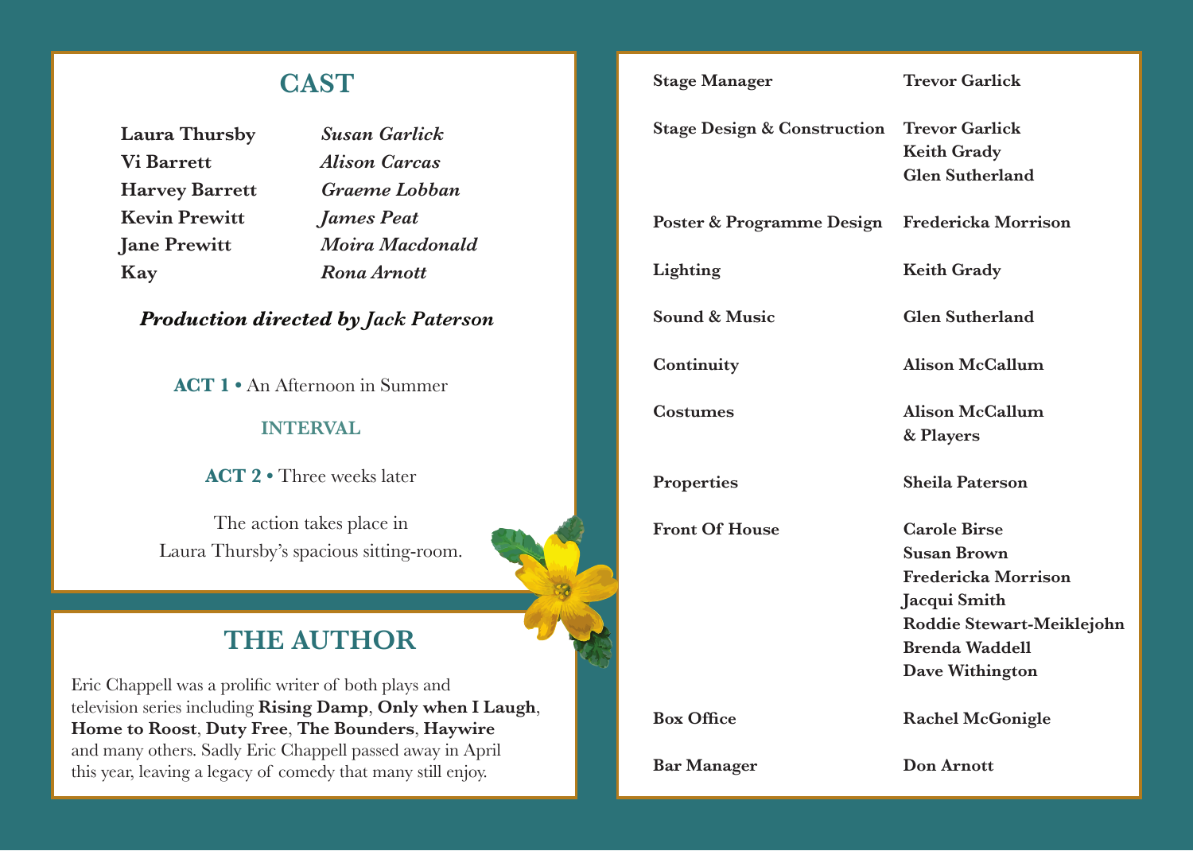## CAST

| | |
|---|---|
| **Laura Thursby** | *Susan Garlick* |
| **Vi Barrett** | *Alison Carcas* |
| **Harvey Barrett** | *Graeme Lobban* |
| **Kevin Prewitt** | *James Peat* |
| **Jane Prewitt** | *Moira Macdonald* |
| **Kay** | *Rona Arnott* |

***Production directed by Jack Paterson***

**ACT 1** • An Afternoon in Summer

**INTERVAL**

**ACT 2** • Three weeks later

The action takes place in
Laura Thursby's spacious sitting-room.

## THE AUTHOR

Eric Chappell was a prolific writer of both plays and television series including **Rising Damp**, **Only when I Laugh**, **Home to Roost**, **Duty Free**, **The Bounders**, **Haywire** and many others. Sadly Eric Chappell passed away in April this year, leaving a legacy of comedy that many still enjoy.

| | |
|---|---|
| **Stage Manager** | **Trevor Garlick** |
| **Stage Design & Construction** | **Trevor Garlick**<br>**Keith Grady**<br>**Glen Sutherland** |
| **Poster & Programme Design** | **Fredericka Morrison** |
| **Lighting** | **Keith Grady** |
| **Sound & Music** | **Glen Sutherland** |
| **Continuity** | **Alison McCallum** |
| **Costumes** | **Alison McCallum**<br>**& Players** |
| **Properties** | **Sheila Paterson** |
| **Front Of House** | **Carole Birse**<br>**Susan Brown**<br>**Fredericka Morrison**<br>**Jacqui Smith**<br>**Roddie Stewart-Meiklejohn**<br>**Brenda Waddell**<br>**Dave Withington** |
| **Box Office** | **Rachel McGonigle** |
| **Bar Manager** | **Don Arnott** |